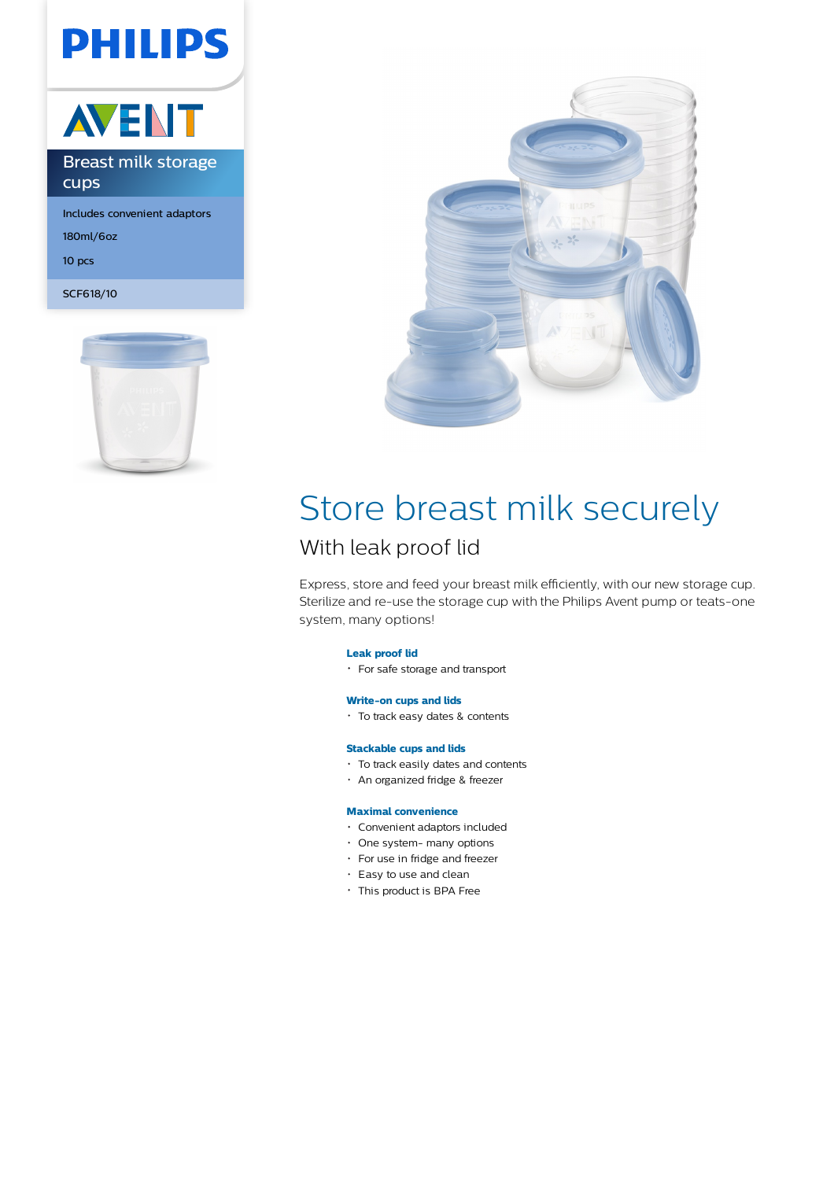PHILIPS

AVENT

Breast milk storage cups

Includes convenient adaptors

180ml/6oz

10 pcs

SCF618/10

# Store breast milk securely

## With leak proof lid

Express, store and feed your breast milk efficiently, with our new storage cup. Sterilize and re-use the storage cup with the Philips Avent pump or teats-one system, many options!

**Leak proof lid**

- For safe storage and transport

**Write-on cups and lids**

- To track easy dates & contents

**Stackable cups and lids**

- To track easily dates and contents
- An organized fridge & freezer

**Maximal convenience**

- Convenient adaptors included
- One system- many options
- For use in fridge and freezer
- Easy to use and clean
- This product is BPA Free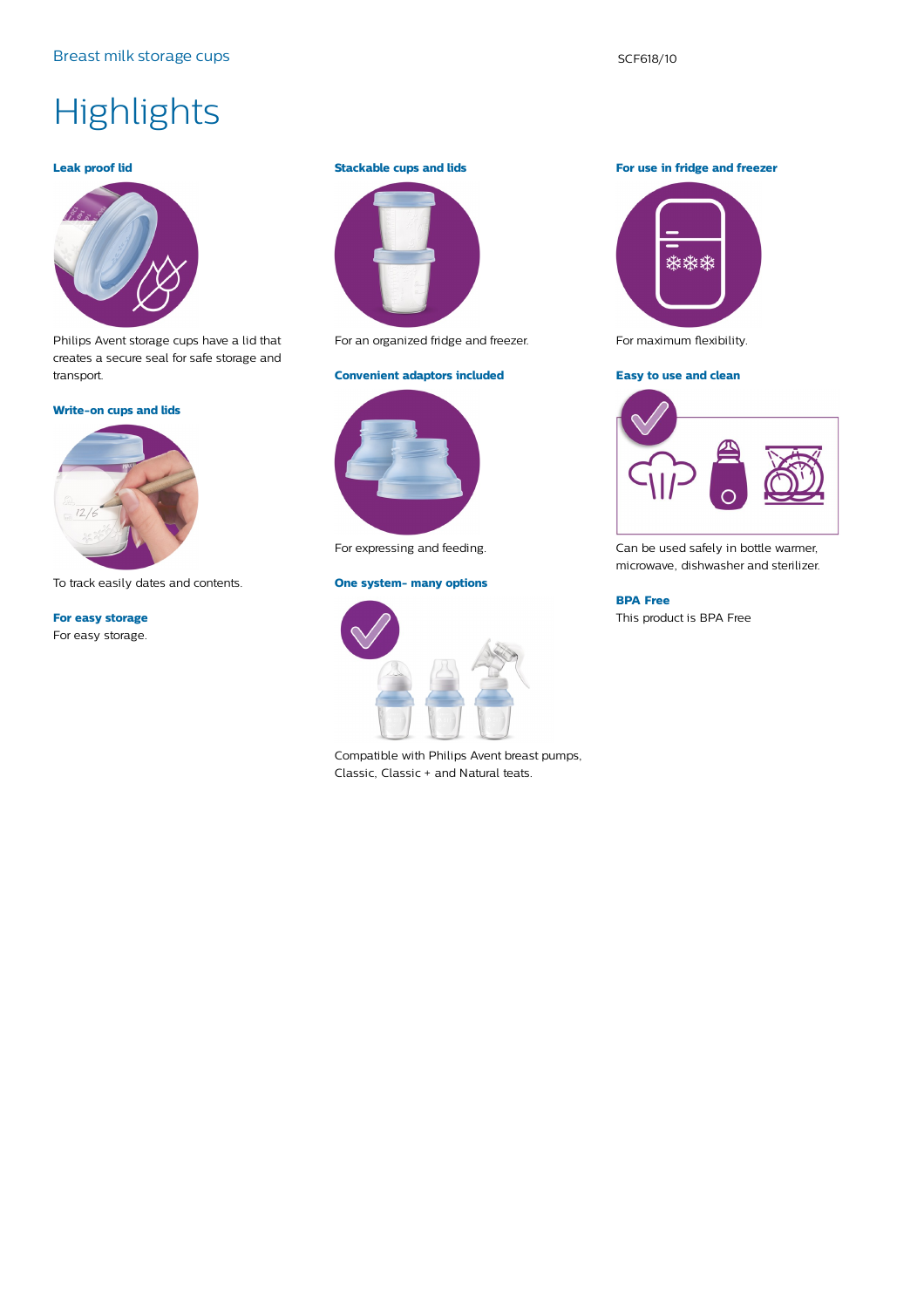Breast milk storage cups SCF618/10

# Highlights

### Leak proof lid

Philips Avent storage cups have a lid that creates a secure seal for safe storage and transport.

### Write-on cups and lids

To track easily dates and contents.

### For easy storage

For easy storage.

### Stackable cups and lids

For an organized fridge and freezer.

### Convenient adaptors included

For expressing and feeding.

### One system- many options

Compatible with Philips Avent breast pumps, Classic, Classic + and Natural teats.

### For use in fridge and freezer

For maximum flexibility.

### Easy to use and clean

Can be used safely in bottle warmer, microwave, dishwasher and sterilizer.

### BPA Free

This product is BPA Free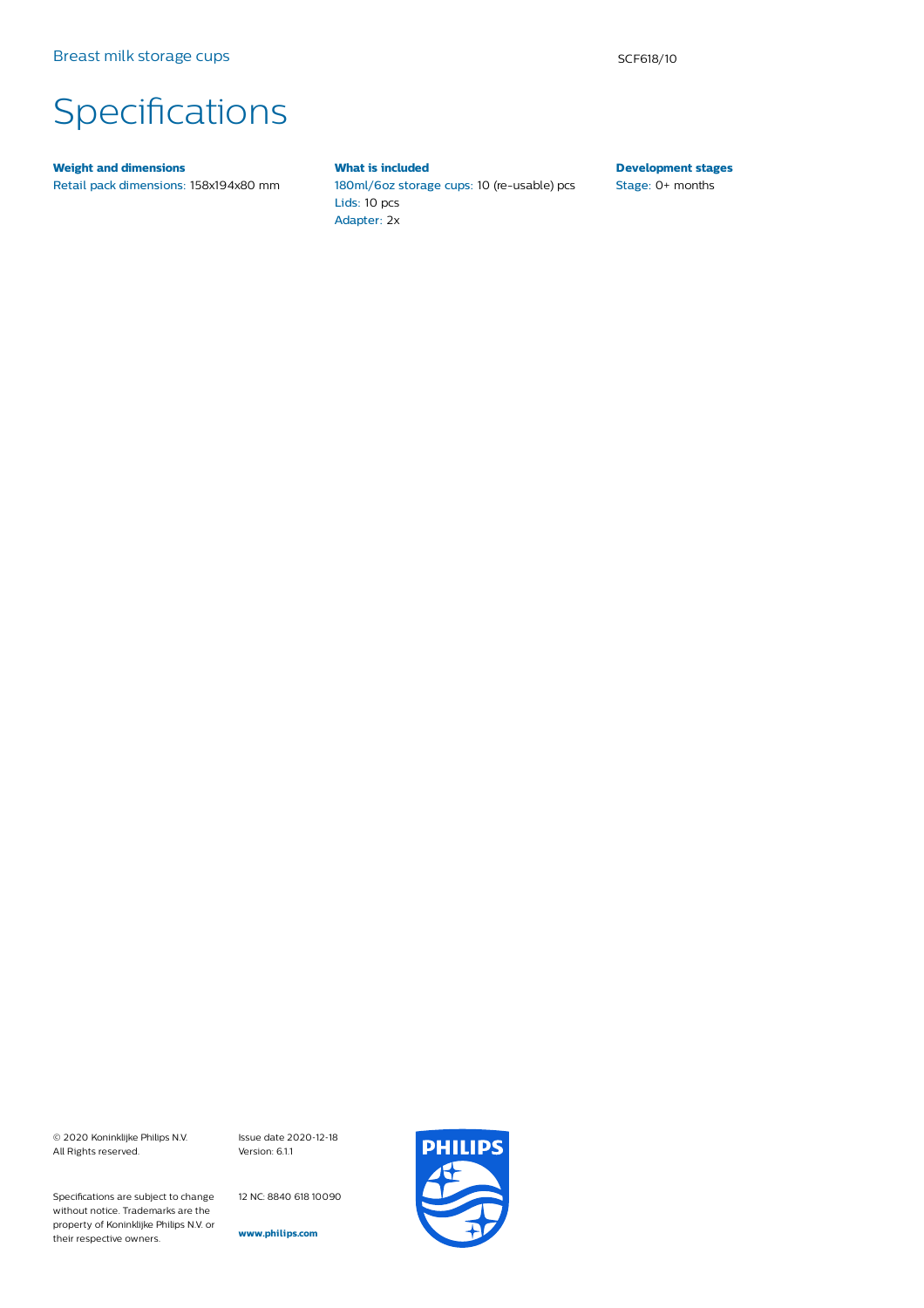Breast milk storage cups

SCF618/10

# Specifications

**Weight and dimensions**

Retail pack dimensions: 158x194x80 mm

**What is included**

180ml/6oz storage cups: 10 (re-usable) pcs
Lids: 10 pcs
Adapter: 2x

**Development stages**

Stage: 0+ months

© 2020 Koninklijke Philips N.V.
All Rights reserved.

Specifications are subject to change without notice. Trademarks are the property of Koninklijke Philips N.V. or their respective owners.

Issue date 2020-12-18
Version: 6.1.1

12 NC: 8840 618 10090

**www.philips.com**